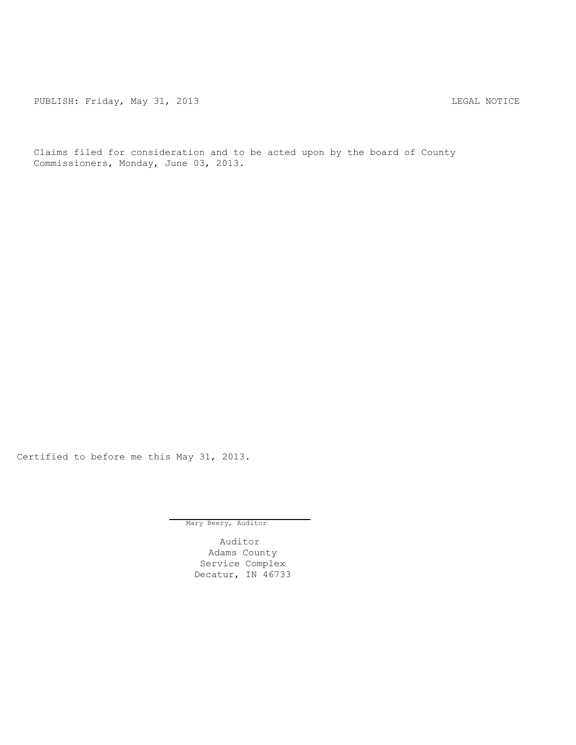PUBLISH: Friday, May 31, 2013 LEGAL NOTICE

Claims filed for consideration and to be acted upon by the board of County Commissioners, Monday, June 03, 2013.

Certified to before me this May 31, 2013.

Mary Beery, Auditor

Auditor
Adams County
Service Complex
Decatur, IN 46733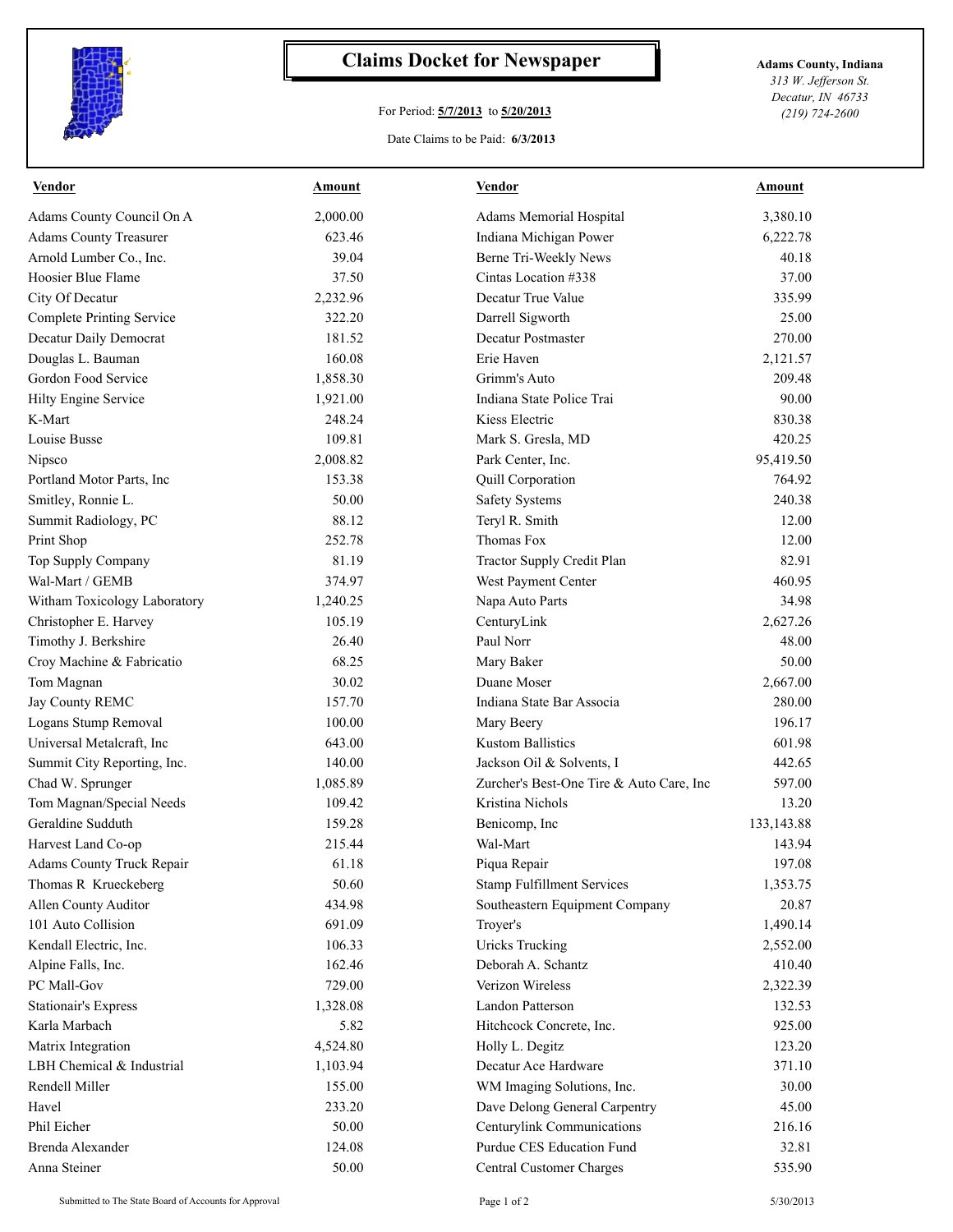# Claims Docket for Newspaper

For Period: **5/7/2013** to **5/20/2013**

Date Claims to be Paid: **6/3/2013**

**Adams County, Indiana**
*313 W. Jefferson St.*
*Decatur, IN 46733*
*(219) 724-2600*

| Vendor | Amount | Vendor | Amount |
|---|---|---|---|
| Adams County Council On A | 2,000.00 | Adams Memorial Hospital | 3,380.10 |
| Adams County Treasurer | 623.46 | Indiana Michigan Power | 6,222.78 |
| Arnold Lumber Co., Inc. | 39.04 | Berne Tri-Weekly News | 40.18 |
| Hoosier Blue Flame | 37.50 | Cintas Location #338 | 37.00 |
| City Of Decatur | 2,232.96 | Decatur True Value | 335.99 |
| Complete Printing Service | 322.20 | Darrell Sigworth | 25.00 |
| Decatur Daily Democrat | 181.52 | Decatur Postmaster | 270.00 |
| Douglas L. Bauman | 160.08 | Erie Haven | 2,121.57 |
| Gordon Food Service | 1,858.30 | Grimm's Auto | 209.48 |
| Hilty Engine Service | 1,921.00 | Indiana State Police Trai | 90.00 |
| K-Mart | 248.24 | Kiess Electric | 830.38 |
| Louise Busse | 109.81 | Mark S. Gresla, MD | 420.25 |
| Nipsco | 2,008.82 | Park Center, Inc. | 95,419.50 |
| Portland Motor Parts, Inc | 153.38 | Quill Corporation | 764.92 |
| Smitley, Ronnie L. | 50.00 | Safety Systems | 240.38 |
| Summit Radiology, PC | 88.12 | Teryl R. Smith | 12.00 |
| Print Shop | 252.78 | Thomas Fox | 12.00 |
| Top Supply Company | 81.19 | Tractor Supply Credit Plan | 82.91 |
| Wal-Mart / GEMB | 374.97 | West Payment Center | 460.95 |
| Witham Toxicology Laboratory | 1,240.25 | Napa Auto Parts | 34.98 |
| Christopher E. Harvey | 105.19 | CenturyLink | 2,627.26 |
| Timothy J. Berkshire | 26.40 | Paul Norr | 48.00 |
| Croy Machine & Fabricatio | 68.25 | Mary Baker | 50.00 |
| Tom Magnan | 30.02 | Duane Moser | 2,667.00 |
| Jay County REMC | 157.70 | Indiana State Bar Associa | 280.00 |
| Logans Stump Removal | 100.00 | Mary Beery | 196.17 |
| Universal Metalcraft, Inc | 643.00 | Kustom Ballistics | 601.98 |
| Summit City Reporting, Inc. | 140.00 | Jackson Oil & Solvents, I | 442.65 |
| Chad W. Sprunger | 1,085.89 | Zurcher's Best-One Tire & Auto Care, Inc | 597.00 |
| Tom Magnan/Special Needs | 109.42 | Kristina Nichols | 13.20 |
| Geraldine Sudduth | 159.28 | Benicomp, Inc | 133,143.88 |
| Harvest Land Co-op | 215.44 | Wal-Mart | 143.94 |
| Adams County Truck Repair | 61.18 | Piqua Repair | 197.08 |
| Thomas R Krueckeberg | 50.60 | Stamp Fulfillment Services | 1,353.75 |
| Allen County Auditor | 434.98 | Southeastern Equipment Company | 20.87 |
| 101 Auto Collision | 691.09 | Troyer's | 1,490.14 |
| Kendall Electric, Inc. | 106.33 | Uricks Trucking | 2,552.00 |
| Alpine Falls, Inc. | 162.46 | Deborah A. Schantz | 410.40 |
| PC Mall-Gov | 729.00 | Verizon Wireless | 2,322.39 |
| Stationair's Express | 1,328.08 | Landon Patterson | 132.53 |
| Karla Marbach | 5.82 | Hitchcock Concrete, Inc. | 925.00 |
| Matrix Integration | 4,524.80 | Holly L. Degitz | 123.20 |
| LBH Chemical & Industrial | 1,103.94 | Decatur Ace Hardware | 371.10 |
| Rendell Miller | 155.00 | WM Imaging Solutions, Inc. | 30.00 |
| Havel | 233.20 | Dave Delong General Carpentry | 45.00 |
| Phil Eicher | 50.00 | Centurylink Communications | 216.16 |
| Brenda Alexander | 124.08 | Purdue CES Education Fund | 32.81 |
| Anna Steiner | 50.00 | Central Customer Charges | 535.90 |

Submitted to The State Board of Accounts for Approval

5/30/2013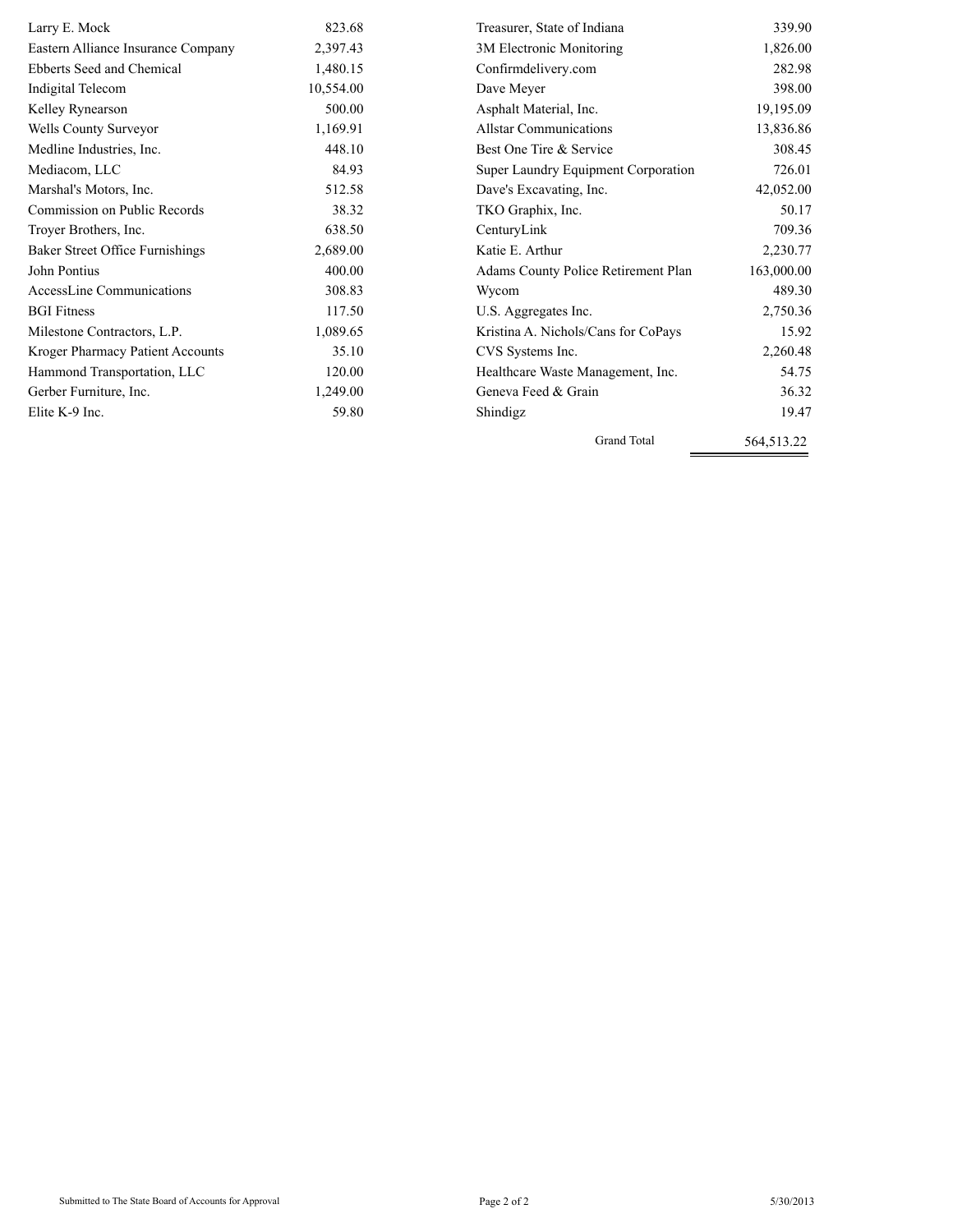| | | | |
|---|---|---|---|
| Larry E. Mock | 823.68 | Treasurer, State of Indiana | 339.90 |
| Eastern Alliance Insurance Company | 2,397.43 | 3M Electronic Monitoring | 1,826.00 |
| Ebberts Seed and Chemical | 1,480.15 | Confirmdelivery.com | 282.98 |
| Indigital Telecom | 10,554.00 | Dave Meyer | 398.00 |
| Kelley Rynearson | 500.00 | Asphalt Material, Inc. | 19,195.09 |
| Wells County Surveyor | 1,169.91 | Allstar Communications | 13,836.86 |
| Medline Industries, Inc. | 448.10 | Best One Tire & Service | 308.45 |
| Mediacom, LLC | 84.93 | Super Laundry Equipment Corporation | 726.01 |
| Marshal's Motors, Inc. | 512.58 | Dave's Excavating, Inc. | 42,052.00 |
| Commission on Public Records | 38.32 | TKO Graphix, Inc. | 50.17 |
| Troyer Brothers, Inc. | 638.50 | CenturyLink | 709.36 |
| Baker Street Office Furnishings | 2,689.00 | Katie E. Arthur | 2,230.77 |
| John Pontius | 400.00 | Adams County Police Retirement Plan | 163,000.00 |
| AccessLine Communications | 308.83 | Wycom | 489.30 |
| BGI Fitness | 117.50 | U.S. Aggregates Inc. | 2,750.36 |
| Milestone Contractors, L.P. | 1,089.65 | Kristina A. Nichols/Cans for CoPays | 15.92 |
| Kroger Pharmacy Patient Accounts | 35.10 | CVS Systems Inc. | 2,260.48 |
| Hammond Transportation, LLC | 120.00 | Healthcare Waste Management, Inc. | 54.75 |
| Gerber Furniture, Inc. | 1,249.00 | Geneva Feed & Grain | 36.32 |
| Elite K-9 Inc. | 59.80 | Shindigz | 19.47 |
| | | Grand Total | 564,513.22 |

Submitted to The State Board of Accounts for Approval

5/30/2013